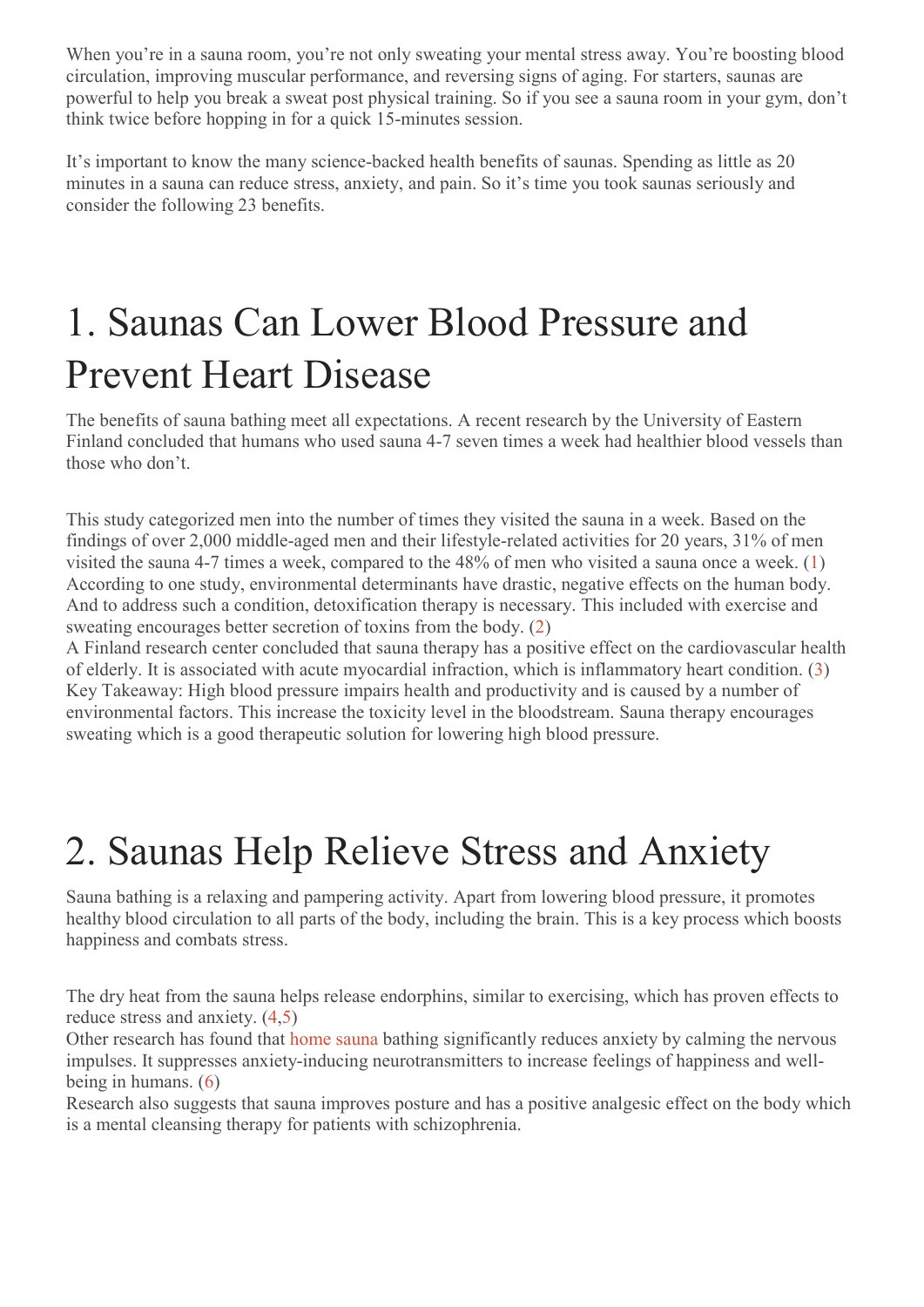When you're in a sauna room, you're not only sweating your mental stress away. You're boosting blood circulation, improving muscular performance, and reversing signs of aging. For starters, saunas are powerful to help you break a sweat post physical training. So if you see a sauna room in your gym, don't think twice before hopping in for a quick 15-minutes session.

It's important to know the many science-backed health benefits of saunas. Spending as little as 20 minutes in a sauna can reduce stress, anxiety, and pain. So it's time you took saunas seriously and consider the following 23 benefits.

# 1. Saunas Can Lower Blood Pressure and Prevent Heart Disease

The benefits of sauna bathing meet all expectations. A recent research by the University of Eastern Finland concluded that humans who used sauna 4-7 seven times a week had healthier blood vessels than those who don't.

This study categorized men into the number of times they visited the sauna in a week. Based on the findings of over 2,000 middle-aged men and their lifestyle-related activities for 20 years, 31% of men visited the sauna 4-7 times a week, compared to the 48% of men who visited a sauna once a week. (1)
According to one study, environmental determinants have drastic, negative effects on the human body. And to address such a condition, detoxification therapy is necessary. This included with exercise and sweating encourages better secretion of toxins from the body. (2)
A Finland research center concluded that sauna therapy has a positive effect on the cardiovascular health of elderly. It is associated with acute myocardial infraction, which is inflammatory heart condition. (3)
Key Takeaway: High blood pressure impairs health and productivity and is caused by a number of environmental factors. This increase the toxicity level in the bloodstream. Sauna therapy encourages sweating which is a good therapeutic solution for lowering high blood pressure.

# 2. Saunas Help Relieve Stress and Anxiety

Sauna bathing is a relaxing and pampering activity. Apart from lowering blood pressure, it promotes healthy blood circulation to all parts of the body, including the brain. This is a key process which boosts happiness and combats stress.

The dry heat from the sauna helps release endorphins, similar to exercising, which has proven effects to reduce stress and anxiety. (4,5)
Other research has found that home sauna bathing significantly reduces anxiety by calming the nervous impulses. It suppresses anxiety-inducing neurotransmitters to increase feelings of happiness and well-being in humans. (6)
Research also suggests that sauna improves posture and has a positive analgesic effect on the body which is a mental cleansing therapy for patients with schizophrenia.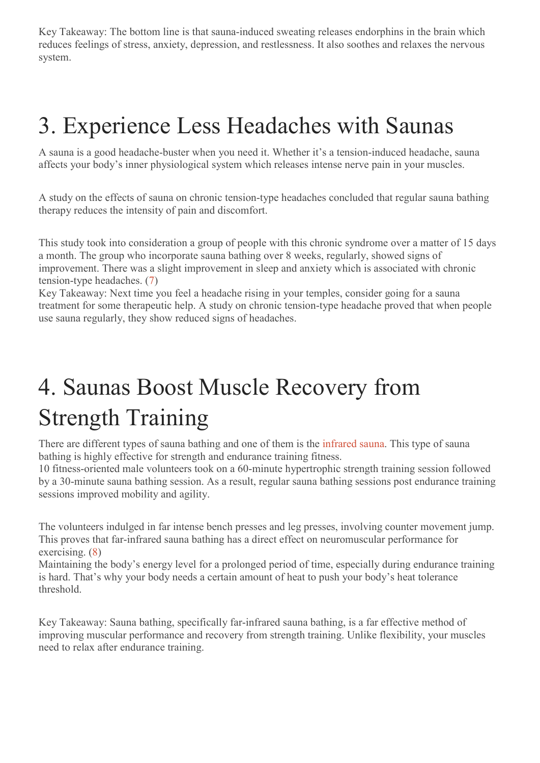Key Takeaway: The bottom line is that sauna-induced sweating releases endorphins in the brain which reduces feelings of stress, anxiety, depression, and restlessness. It also soothes and relaxes the nervous system.

# 3. Experience Less Headaches with Saunas

A sauna is a good headache-buster when you need it. Whether it's a tension-induced headache, sauna affects your body's inner physiological system which releases intense nerve pain in your muscles.

A study on the effects of sauna on chronic tension-type headaches concluded that regular sauna bathing therapy reduces the intensity of pain and discomfort.

This study took into consideration a group of people with this chronic syndrome over a matter of 15 days a month. The group who incorporate sauna bathing over 8 weeks, regularly, showed signs of improvement. There was a slight improvement in sleep and anxiety which is associated with chronic tension-type headaches. (7)
Key Takeaway: Next time you feel a headache rising in your temples, consider going for a sauna treatment for some therapeutic help. A study on chronic tension-type headache proved that when people use sauna regularly, they show reduced signs of headaches.

# 4. Saunas Boost Muscle Recovery from Strength Training

There are different types of sauna bathing and one of them is the infrared sauna. This type of sauna bathing is highly effective for strength and endurance training fitness.
10 fitness-oriented male volunteers took on a 60-minute hypertrophic strength training session followed by a 30-minute sauna bathing session. As a result, regular sauna bathing sessions post endurance training sessions improved mobility and agility.

The volunteers indulged in far intense bench presses and leg presses, involving counter movement jump. This proves that far-infrared sauna bathing has a direct effect on neuromuscular performance for exercising. (8)
Maintaining the body's energy level for a prolonged period of time, especially during endurance training is hard. That's why your body needs a certain amount of heat to push your body's heat tolerance threshold.

Key Takeaway: Sauna bathing, specifically far-infrared sauna bathing, is a far effective method of improving muscular performance and recovery from strength training. Unlike flexibility, your muscles need to relax after endurance training.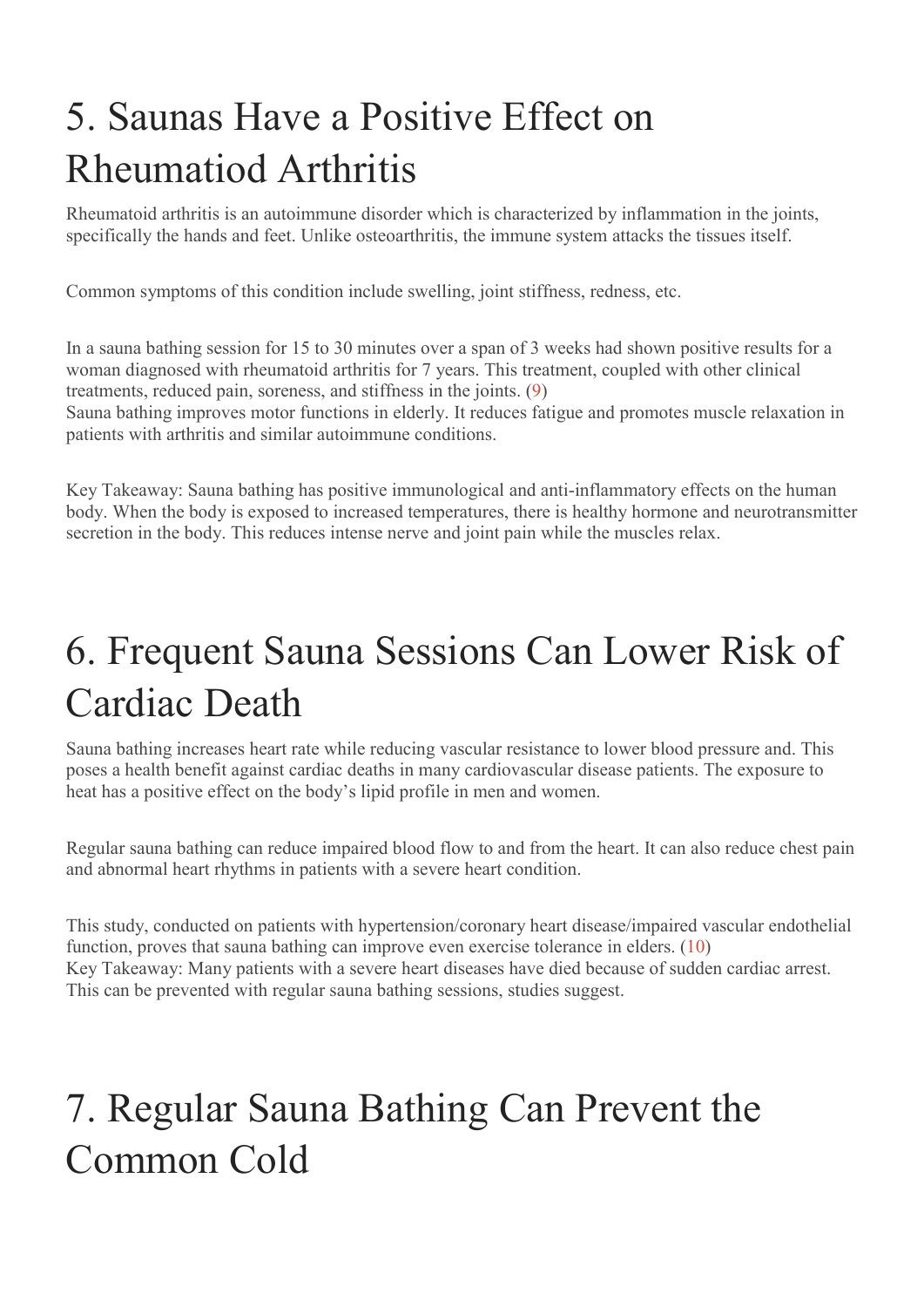## 5. Saunas Have a Positive Effect on Rheumatiod Arthritis

Rheumatoid arthritis is an autoimmune disorder which is characterized by inflammation in the joints, specifically the hands and feet. Unlike osteoarthritis, the immune system attacks the tissues itself.

Common symptoms of this condition include swelling, joint stiffness, redness, etc.

In a sauna bathing session for 15 to 30 minutes over a span of 3 weeks had shown positive results for a woman diagnosed with rheumatoid arthritis for 7 years. This treatment, coupled with other clinical treatments, reduced pain, soreness, and stiffness in the joints. (9)
Sauna bathing improves motor functions in elderly. It reduces fatigue and promotes muscle relaxation in patients with arthritis and similar autoimmune conditions.

Key Takeaway: Sauna bathing has positive immunological and anti-inflammatory effects on the human body. When the body is exposed to increased temperatures, there is healthy hormone and neurotransmitter secretion in the body. This reduces intense nerve and joint pain while the muscles relax.

## 6. Frequent Sauna Sessions Can Lower Risk of Cardiac Death

Sauna bathing increases heart rate while reducing vascular resistance to lower blood pressure and. This poses a health benefit against cardiac deaths in many cardiovascular disease patients. The exposure to heat has a positive effect on the body's lipid profile in men and women.

Regular sauna bathing can reduce impaired blood flow to and from the heart. It can also reduce chest pain and abnormal heart rhythms in patients with a severe heart condition.

This study, conducted on patients with hypertension/coronary heart disease/impaired vascular endothelial function, proves that sauna bathing can improve even exercise tolerance in elders. (10)
Key Takeaway: Many patients with a severe heart diseases have died because of sudden cardiac arrest. This can be prevented with regular sauna bathing sessions, studies suggest.

## 7. Regular Sauna Bathing Can Prevent the Common Cold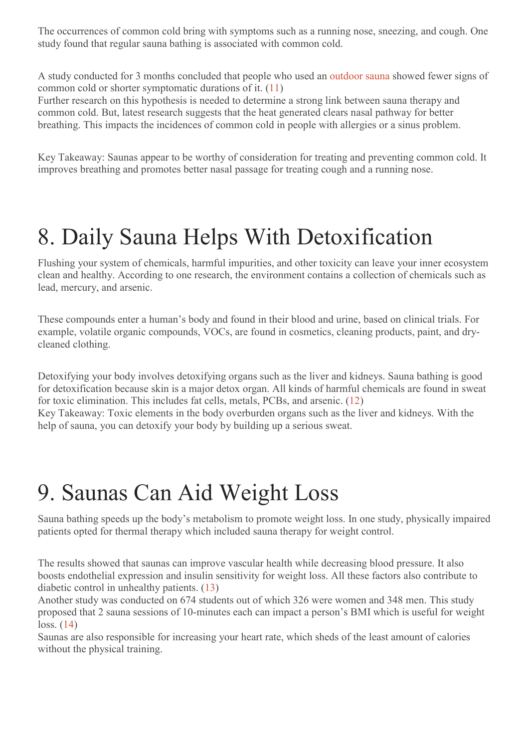The occurrences of common cold bring with symptoms such as a running nose, sneezing, and cough. One study found that regular sauna bathing is associated with common cold.

A study conducted for 3 months concluded that people who used an outdoor sauna showed fewer signs of common cold or shorter symptomatic durations of it. (11)
Further research on this hypothesis is needed to determine a strong link between sauna therapy and common cold. But, latest research suggests that the heat generated clears nasal pathway for better breathing. This impacts the incidences of common cold in people with allergies or a sinus problem.

Key Takeaway: Saunas appear to be worthy of consideration for treating and preventing common cold. It improves breathing and promotes better nasal passage for treating cough and a running nose.

# 8. Daily Sauna Helps With Detoxification

Flushing your system of chemicals, harmful impurities, and other toxicity can leave your inner ecosystem clean and healthy. According to one research, the environment contains a collection of chemicals such as lead, mercury, and arsenic.

These compounds enter a human's body and found in their blood and urine, based on clinical trials. For example, volatile organic compounds, VOCs, are found in cosmetics, cleaning products, paint, and dry-cleaned clothing.

Detoxifying your body involves detoxifying organs such as the liver and kidneys. Sauna bathing is good for detoxification because skin is a major detox organ. All kinds of harmful chemicals are found in sweat for toxic elimination. This includes fat cells, metals, PCBs, and arsenic. (12)
Key Takeaway: Toxic elements in the body overburden organs such as the liver and kidneys. With the help of sauna, you can detoxify your body by building up a serious sweat.

# 9. Saunas Can Aid Weight Loss

Sauna bathing speeds up the body's metabolism to promote weight loss. In one study, physically impaired patients opted for thermal therapy which included sauna therapy for weight control.

The results showed that saunas can improve vascular health while decreasing blood pressure. It also boosts endothelial expression and insulin sensitivity for weight loss. All these factors also contribute to diabetic control in unhealthy patients. (13)
Another study was conducted on 674 students out of which 326 were women and 348 men. This study proposed that 2 sauna sessions of 10-minutes each can impact a person's BMI which is useful for weight loss. (14)
Saunas are also responsible for increasing your heart rate, which sheds of the least amount of calories without the physical training.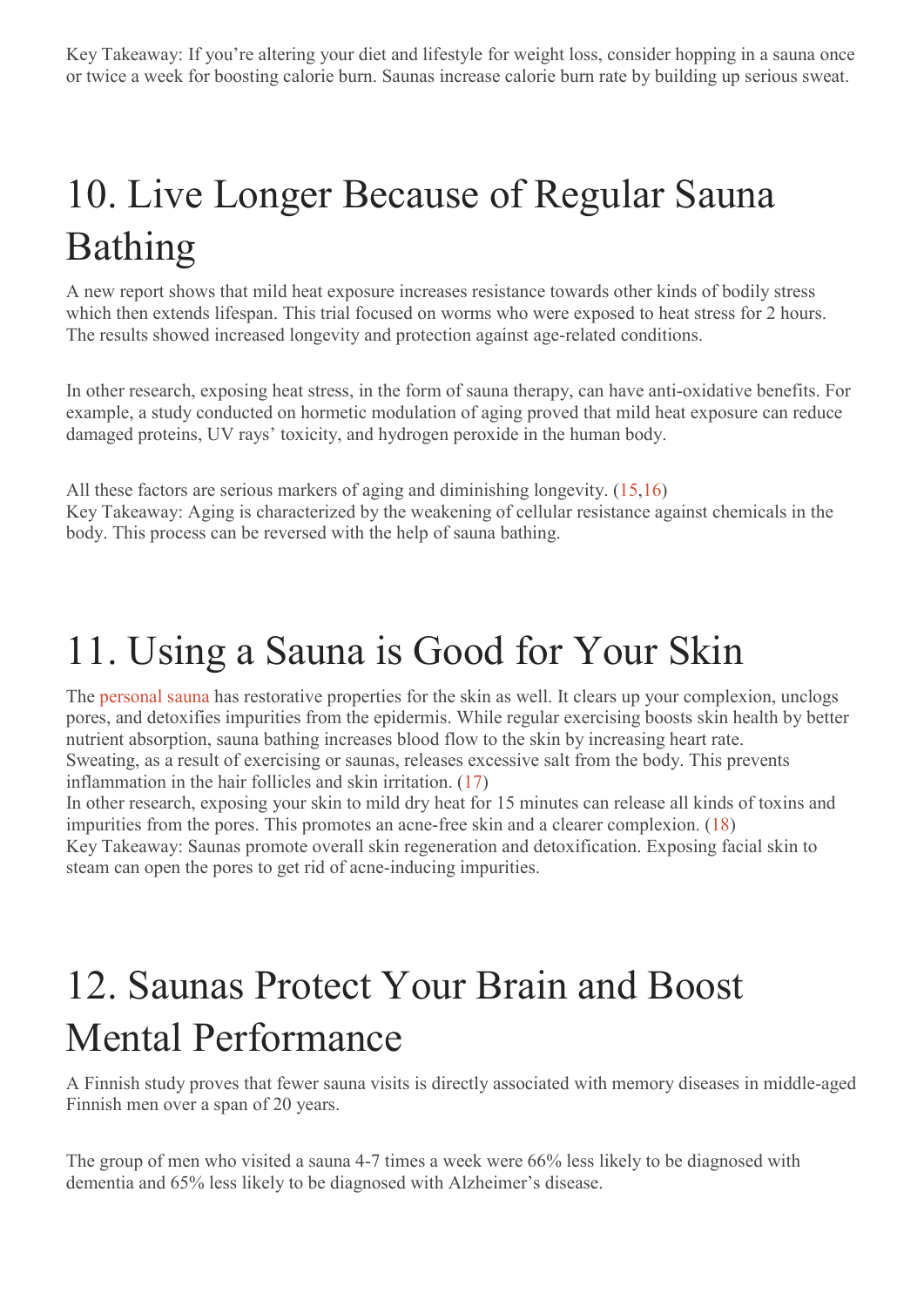Key Takeaway: If you're altering your diet and lifestyle for weight loss, consider hopping in a sauna once or twice a week for boosting calorie burn. Saunas increase calorie burn rate by building up serious sweat.

# 10. Live Longer Because of Regular Sauna Bathing

A new report shows that mild heat exposure increases resistance towards other kinds of bodily stress which then extends lifespan. This trial focused on worms who were exposed to heat stress for 2 hours. The results showed increased longevity and protection against age-related conditions.

In other research, exposing heat stress, in the form of sauna therapy, can have anti-oxidative benefits. For example, a study conducted on hormetic modulation of aging proved that mild heat exposure can reduce damaged proteins, UV rays' toxicity, and hydrogen peroxide in the human body.

All these factors are serious markers of aging and diminishing longevity. (15,16)
Key Takeaway: Aging is characterized by the weakening of cellular resistance against chemicals in the body. This process can be reversed with the help of sauna bathing.

# 11. Using a Sauna is Good for Your Skin

The personal sauna has restorative properties for the skin as well. It clears up your complexion, unclogs pores, and detoxifies impurities from the epidermis. While regular exercising boosts skin health by better nutrient absorption, sauna bathing increases blood flow to the skin by increasing heart rate.
Sweating, as a result of exercising or saunas, releases excessive salt from the body. This prevents inflammation in the hair follicles and skin irritation. (17)
In other research, exposing your skin to mild dry heat for 15 minutes can release all kinds of toxins and impurities from the pores. This promotes an acne-free skin and a clearer complexion. (18)
Key Takeaway: Saunas promote overall skin regeneration and detoxification. Exposing facial skin to steam can open the pores to get rid of acne-inducing impurities.

# 12. Saunas Protect Your Brain and Boost Mental Performance

A Finnish study proves that fewer sauna visits is directly associated with memory diseases in middle-aged Finnish men over a span of 20 years.

The group of men who visited a sauna 4-7 times a week were 66% less likely to be diagnosed with dementia and 65% less likely to be diagnosed with Alzheimer's disease.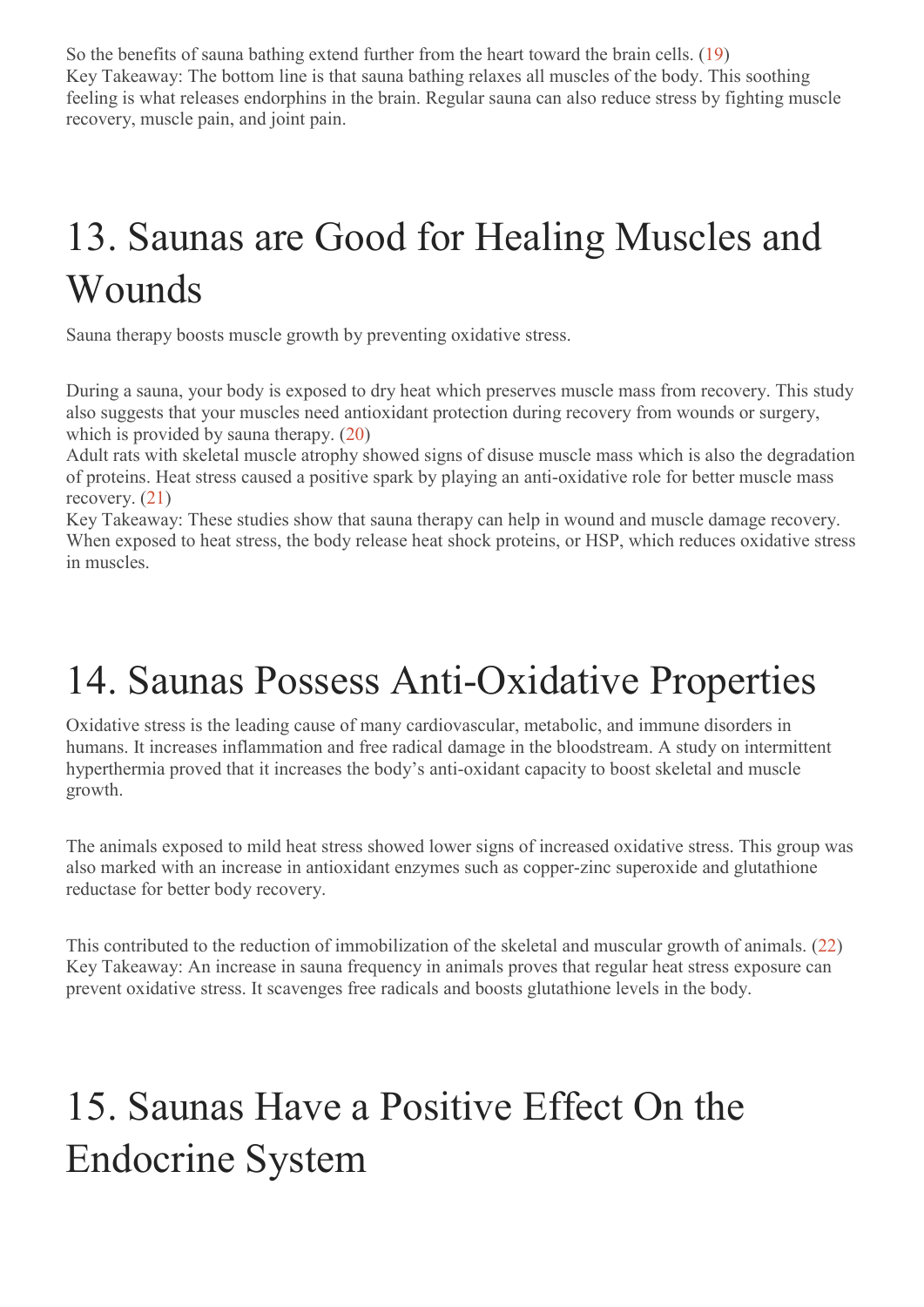So the benefits of sauna bathing extend further from the heart toward the brain cells. (19)
Key Takeaway: The bottom line is that sauna bathing relaxes all muscles of the body. This soothing feeling is what releases endorphins in the brain. Regular sauna can also reduce stress by fighting muscle recovery, muscle pain, and joint pain.

# 13. Saunas are Good for Healing Muscles and Wounds

Sauna therapy boosts muscle growth by preventing oxidative stress.

During a sauna, your body is exposed to dry heat which preserves muscle mass from recovery. This study also suggests that your muscles need antioxidant protection during recovery from wounds or surgery, which is provided by sauna therapy. (20)
Adult rats with skeletal muscle atrophy showed signs of disuse muscle mass which is also the degradation of proteins. Heat stress caused a positive spark by playing an anti-oxidative role for better muscle mass recovery. (21)
Key Takeaway: These studies show that sauna therapy can help in wound and muscle damage recovery. When exposed to heat stress, the body release heat shock proteins, or HSP, which reduces oxidative stress in muscles.

# 14. Saunas Possess Anti-Oxidative Properties

Oxidative stress is the leading cause of many cardiovascular, metabolic, and immune disorders in humans. It increases inflammation and free radical damage in the bloodstream. A study on intermittent hyperthermia proved that it increases the body's anti-oxidant capacity to boost skeletal and muscle growth.

The animals exposed to mild heat stress showed lower signs of increased oxidative stress. This group was also marked with an increase in antioxidant enzymes such as copper-zinc superoxide and glutathione reductase for better body recovery.

This contributed to the reduction of immobilization of the skeletal and muscular growth of animals. (22)
Key Takeaway: An increase in sauna frequency in animals proves that regular heat stress exposure can prevent oxidative stress. It scavenges free radicals and boosts glutathione levels in the body.

# 15. Saunas Have a Positive Effect On the Endocrine System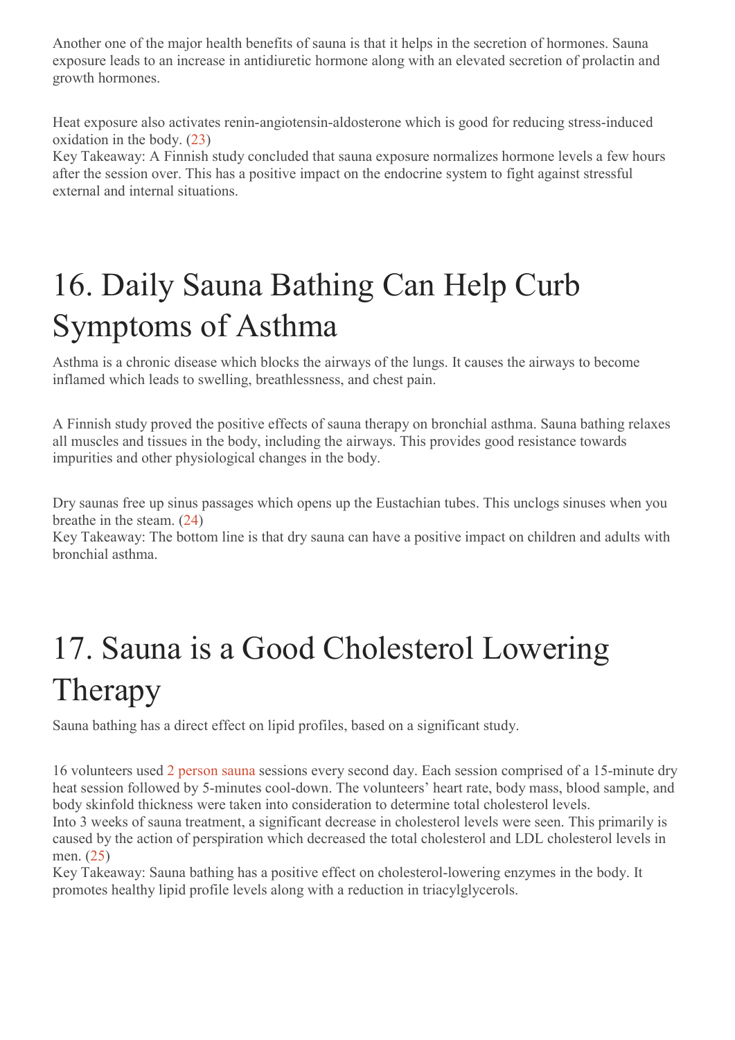Another one of the major health benefits of sauna is that it helps in the secretion of hormones. Sauna exposure leads to an increase in antidiuretic hormone along with an elevated secretion of prolactin and growth hormones.

Heat exposure also activates renin-angiotensin-aldosterone which is good for reducing stress-induced oxidation in the body. (23)
Key Takeaway: A Finnish study concluded that sauna exposure normalizes hormone levels a few hours after the session over. This has a positive impact on the endocrine system to fight against stressful external and internal situations.

# 16. Daily Sauna Bathing Can Help Curb Symptoms of Asthma

Asthma is a chronic disease which blocks the airways of the lungs. It causes the airways to become inflamed which leads to swelling, breathlessness, and chest pain.

A Finnish study proved the positive effects of sauna therapy on bronchial asthma. Sauna bathing relaxes all muscles and tissues in the body, including the airways. This provides good resistance towards impurities and other physiological changes in the body.

Dry saunas free up sinus passages which opens up the Eustachian tubes. This unclogs sinuses when you breathe in the steam. (24)
Key Takeaway: The bottom line is that dry sauna can have a positive impact on children and adults with bronchial asthma.

# 17. Sauna is a Good Cholesterol Lowering Therapy

Sauna bathing has a direct effect on lipid profiles, based on a significant study.

16 volunteers used 2 person sauna sessions every second day. Each session comprised of a 15-minute dry heat session followed by 5-minutes cool-down. The volunteers' heart rate, body mass, blood sample, and body skinfold thickness were taken into consideration to determine total cholesterol levels.
Into 3 weeks of sauna treatment, a significant decrease in cholesterol levels were seen. This primarily is caused by the action of perspiration which decreased the total cholesterol and LDL cholesterol levels in men. (25)
Key Takeaway: Sauna bathing has a positive effect on cholesterol-lowering enzymes in the body. It promotes healthy lipid profile levels along with a reduction in triacylglycerols.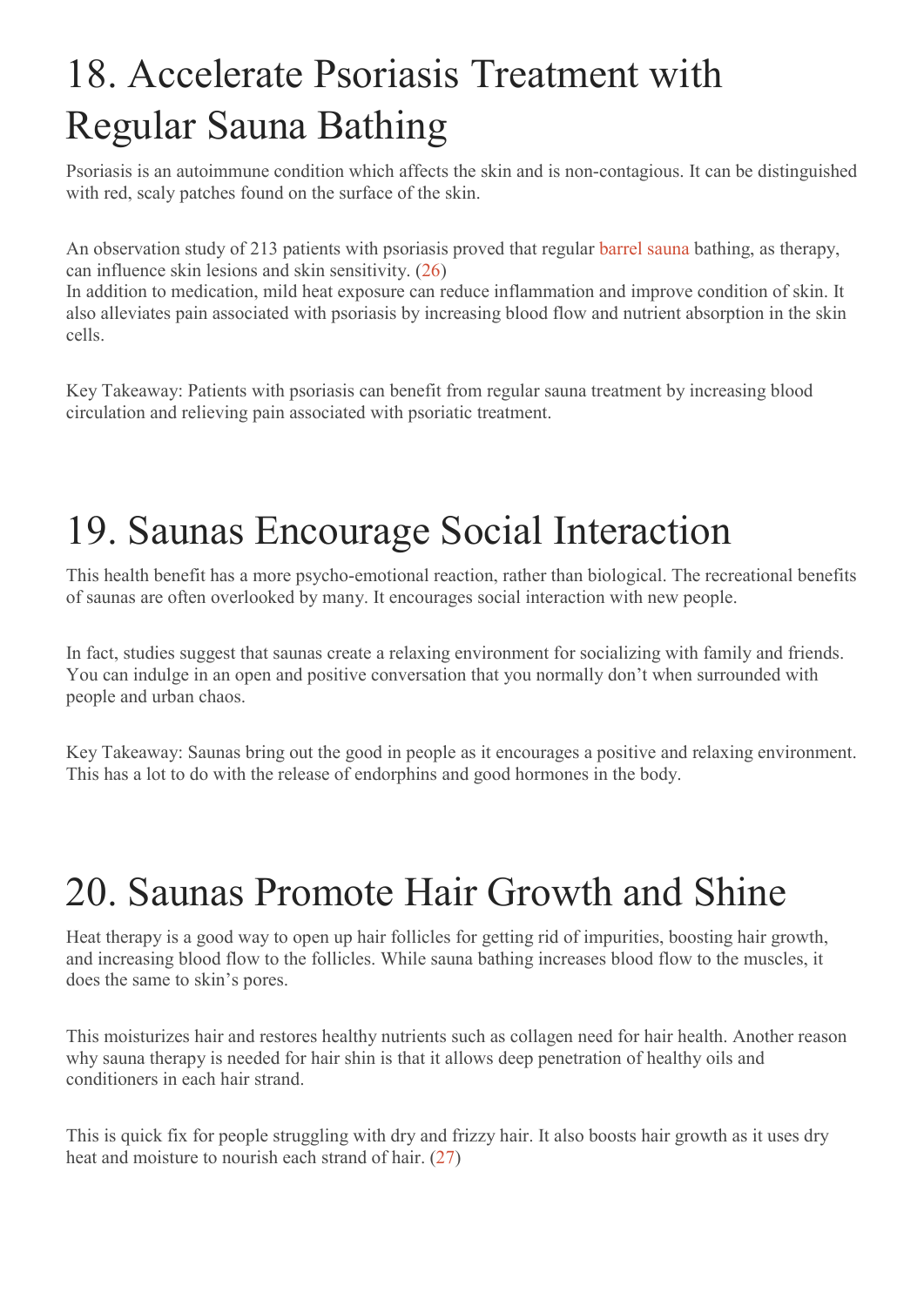# 18. Accelerate Psoriasis Treatment with Regular Sauna Bathing

Psoriasis is an autoimmune condition which affects the skin and is non-contagious. It can be distinguished with red, scaly patches found on the surface of the skin.

An observation study of 213 patients with psoriasis proved that regular barrel sauna bathing, as therapy, can influence skin lesions and skin sensitivity. (26)
In addition to medication, mild heat exposure can reduce inflammation and improve condition of skin. It also alleviates pain associated with psoriasis by increasing blood flow and nutrient absorption in the skin cells.

Key Takeaway: Patients with psoriasis can benefit from regular sauna treatment by increasing blood circulation and relieving pain associated with psoriatic treatment.

# 19. Saunas Encourage Social Interaction

This health benefit has a more psycho-emotional reaction, rather than biological. The recreational benefits of saunas are often overlooked by many. It encourages social interaction with new people.

In fact, studies suggest that saunas create a relaxing environment for socializing with family and friends. You can indulge in an open and positive conversation that you normally don't when surrounded with people and urban chaos.

Key Takeaway: Saunas bring out the good in people as it encourages a positive and relaxing environment. This has a lot to do with the release of endorphins and good hormones in the body.

# 20. Saunas Promote Hair Growth and Shine

Heat therapy is a good way to open up hair follicles for getting rid of impurities, boosting hair growth, and increasing blood flow to the follicles. While sauna bathing increases blood flow to the muscles, it does the same to skin's pores.

This moisturizes hair and restores healthy nutrients such as collagen need for hair health. Another reason why sauna therapy is needed for hair shin is that it allows deep penetration of healthy oils and conditioners in each hair strand.

This is quick fix for people struggling with dry and frizzy hair. It also boosts hair growth as it uses dry heat and moisture to nourish each strand of hair. (27)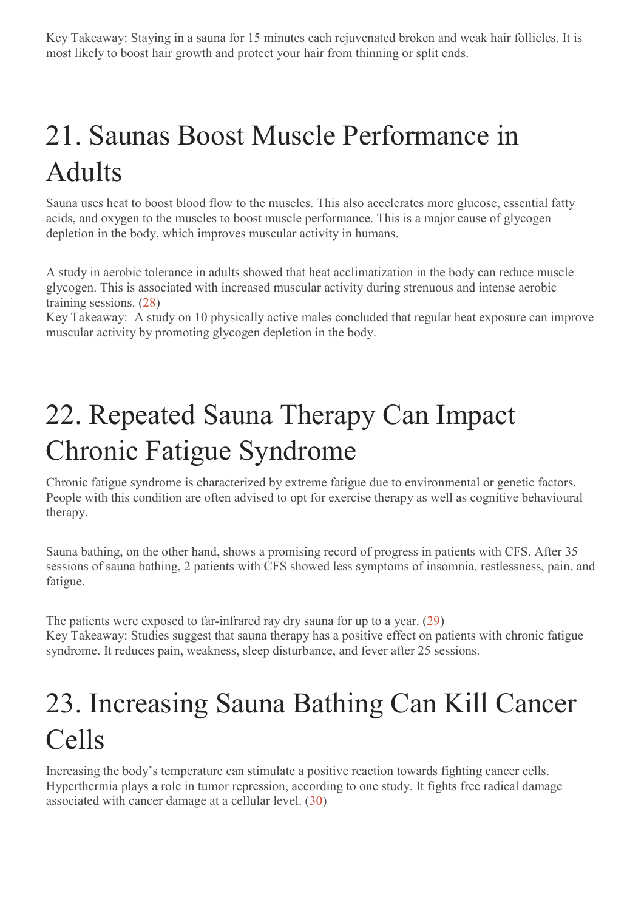Key Takeaway: Staying in a sauna for 15 minutes each rejuvenated broken and weak hair follicles. It is most likely to boost hair growth and protect your hair from thinning or split ends.

# 21. Saunas Boost Muscle Performance in Adults

Sauna uses heat to boost blood flow to the muscles. This also accelerates more glucose, essential fatty acids, and oxygen to the muscles to boost muscle performance. This is a major cause of glycogen depletion in the body, which improves muscular activity in humans.

A study in aerobic tolerance in adults showed that heat acclimatization in the body can reduce muscle glycogen. This is associated with increased muscular activity during strenuous and intense aerobic training sessions. (28)
Key Takeaway: A study on 10 physically active males concluded that regular heat exposure can improve muscular activity by promoting glycogen depletion in the body.

# 22. Repeated Sauna Therapy Can Impact Chronic Fatigue Syndrome

Chronic fatigue syndrome is characterized by extreme fatigue due to environmental or genetic factors. People with this condition are often advised to opt for exercise therapy as well as cognitive behavioural therapy.

Sauna bathing, on the other hand, shows a promising record of progress in patients with CFS. After 35 sessions of sauna bathing, 2 patients with CFS showed less symptoms of insomnia, restlessness, pain, and fatigue.

The patients were exposed to far-infrared ray dry sauna for up to a year. (29)
Key Takeaway: Studies suggest that sauna therapy has a positive effect on patients with chronic fatigue syndrome. It reduces pain, weakness, sleep disturbance, and fever after 25 sessions.

# 23. Increasing Sauna Bathing Can Kill Cancer Cells

Increasing the body's temperature can stimulate a positive reaction towards fighting cancer cells. Hyperthermia plays a role in tumor repression, according to one study. It fights free radical damage associated with cancer damage at a cellular level. (30)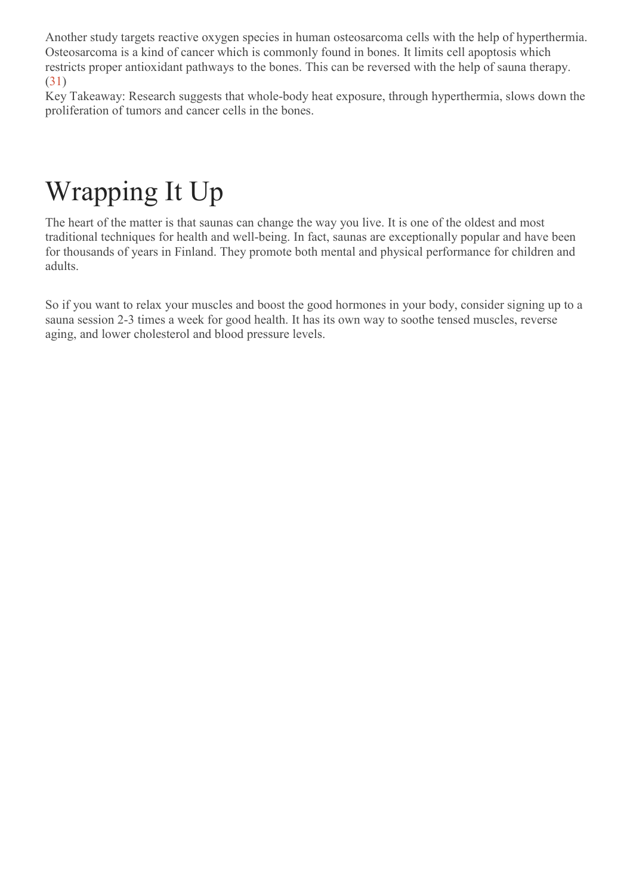Another study targets reactive oxygen species in human osteosarcoma cells with the help of hyperthermia. Osteosarcoma is a kind of cancer which is commonly found in bones. It limits cell apoptosis which restricts proper antioxidant pathways to the bones. This can be reversed with the help of sauna therapy. (31)

Key Takeaway: Research suggests that whole-body heat exposure, through hyperthermia, slows down the proliferation of tumors and cancer cells in the bones.

# Wrapping It Up

The heart of the matter is that saunas can change the way you live. It is one of the oldest and most traditional techniques for health and well-being. In fact, saunas are exceptionally popular and have been for thousands of years in Finland. They promote both mental and physical performance for children and adults.

So if you want to relax your muscles and boost the good hormones in your body, consider signing up to a sauna session 2-3 times a week for good health. It has its own way to soothe tensed muscles, reverse aging, and lower cholesterol and blood pressure levels.